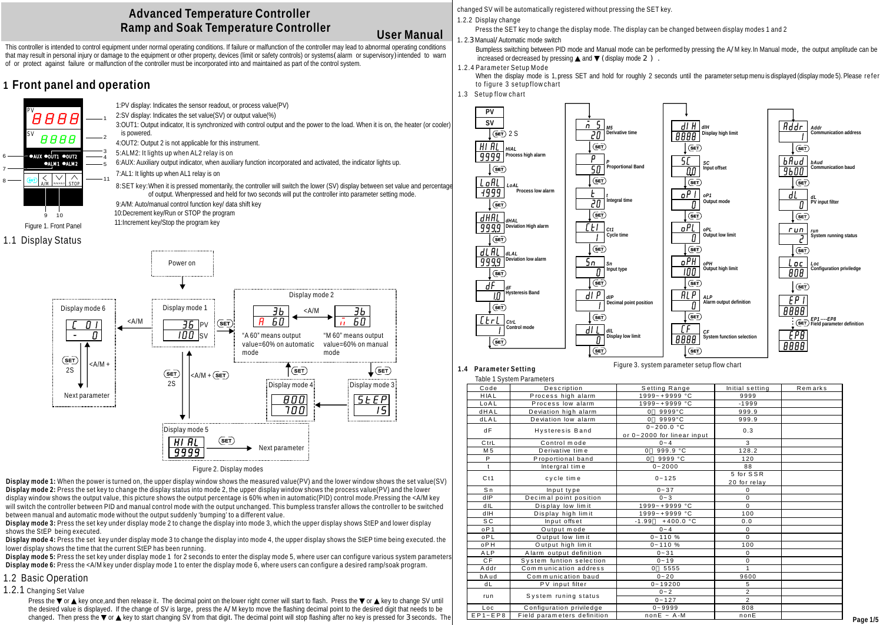# Advanced Temperature Controller
# Ramp and Soak Temperature Controller

**User Manual**

This controller is intended to control equipment under normal operating conditions. If failure or malfunction of the controller may lead to abnormal operating conditions that may result in personal injury or damage to the equipment or other property, devices (limit or safety controls) or systems( alarm or supervisory) intended to warn of or protect against failure or malfunction of the controller must be incorporated into and maintained as part of the control system.

## 1 Front panel and operation

1:PV display: Indicates the sensor readout, or process value(PV)

2:SV display: Indicates the set value(SV) or output value(%)

3:OUT1: Output indicator, It is synchronized with control output and the power to the load. When it is on, the heater (or cooler) is powered.

4:OUT2: Output 2 is not applicable for this instrument.

5:ALM2: It lights up when AL2 relay is on

6:AUX: Auxiliary output indicator, when auxiliary function incorporated and activated, the indicator lights up.

7:AL1: It lights up when AL1 relay is on

8:SET key:When it is pressed momentarily, the controller will switch the lower (SV) display between set value and percentage of output. Whenpressed and held for two seconds will put the controller into parameter setting mode.

9:A/M: Auto/manual control function key/ data shift key

10:Decrement key/Run or STOP the program

11:Increment key/Stop the program key

Figure 1. Front Panel

### 1.1 Display Status

Figure 2. Display modes

**Display mode 1:** When the power is turned on, the upper display window shows the measured value(PV) and the lower window shows the set value(SV)

**Display mode 2:** Press the set key to change the display status into mode 2, the upper display window shows the process value(PV) and the lower display window shows the output value, this picture shows the output percentage is 60% when in automatic(PID) control mode.Pressing the <A/M key will switch the controller between PID and manual control mode with the output unchanged. This bumpless transfer allows the controller to be switched between manual and automatic mode without the output suddenly 'bumping' to a different value.

**Display mode 3:** Press the set key under display mode 2 to change the display into mode 3, which the upper display shows StEP and lower display shows the StEP being executed.

**Display mode 4:** Press the set key under display mode 3 to change the display into mode 4, the upper display shows the StEP time being executed. the lower display shows the time that the current StEP has been running.

**Display mode 5:** Press the set key under display mode 1 for 2 seconds to enter the display mode 5, where user can configure various system parameters

**Display mode 6:** Press the <A/M key under display mode 1 to enter the display mode 6, where users can configure a desired ramp/soak program.

### 1.2 Basic Operation

#### 1.2.1 Changing Set Value

Press the ▼ or ▲ key once,and then release it. The decimal point on the lower right corner will start to flash. Press the ▼ or ▲ key to change SV until the desired value is displayed. If the change of SV is large, press the A/ M key to move the flashing decimal point to the desired digit that needs to be changed. Then press the ▼ or ▲ key to start changing SV from that digit. The decimal point will stop flashing after no key is pressed for 3 seconds. The changed SV will be automatically registered without pressing the SET key.

#### 1.2.2 Display change

Press the SET key to change the display mode. The display can be changed between display modes 1 and 2

#### 1.2.3 Manual/ Automatic mode switch

Bumpless switching between PID mode and Manual mode can be performed by pressing the A/ M key. In Manual mode, the output amplitude can be increased or decreased by pressing ▲ and ▼ ( display mode 2 ) .

#### 1.2.4 Parameter Setup Mode

When the display mode is 1, press SET and hold for roughly 2 seconds until the parameter setup menu is displayed (display mode 5). Please refer to figure 3 setup flow chart

### 1.3 Setup flow chart

Figure 3. system parameter setup flow chart

### 1.4 Parameter Setting

Table 1 System Parameters

| Code | Description | Setting Range | Initial setting | Remarks |
|---|---|---|---|---|
| HIAL | Process high alarm | 1999~+9999 °C | 9999 | |
| LoAL | Process low alarm | 1999~+9999 °C | -1999 | |
| dHAL | Deviation high alarm | 0～9999°C | 999.9 | |
| dLAL | Deviation low alarm | 0～9999°C | 999.9 | |
| dF | Hysteresis Band | 0~200.0 °C or 0~2000 for linear input | 0.3 | |
| CtrL | Control mode | 0~4 | 3 | |
| M5 | Derivative time | 0～999.9 °C | 128.2 | |
| P | Proportional band | 0～9999 °C | 120 | |
| t | Intergral time | 0~2000 | 88 | |
| Ct1 | cycle time | 0~125 | 5 for SSR 20 for relay | |
| Sn | Input type | 0~37 | 0 | |
| dIP | Decimal point position | 0~3 | 0 | |
| dIL | Display low limit | 1999~+9999 °C | 0 | |
| dIH | Display high limit | 1999~+9999 °C | 100 | |
| SC | Input offset | -1.99～+400.0 °C | 0.0 | |
| oP1 | Output mode | 0~4 | 0 | |
| oPL | Output low limit | 0~110 % | 0 | |
| oPH | Output high limit | 0~110 % | 100 | |
| ALP | Alarm output definition | 0~31 | 0 | |
| CF | System funtion selection | 0~19 | 0 | |
| Addr | Communication address | 0～5555 | 1 | |
| bAud | Communication baud | 0~20 | 9600 | |
| dL | PV input filter | 0~19200 | 5 | |
| run | System runing status | 0~2<br>0~127 | 2<br>2 | |
| Loc | Configuration priviledge | 0~9999 | 808 | |
| EP1~EP8 | Field parameters definition | nonE ~ A-M | nonE | |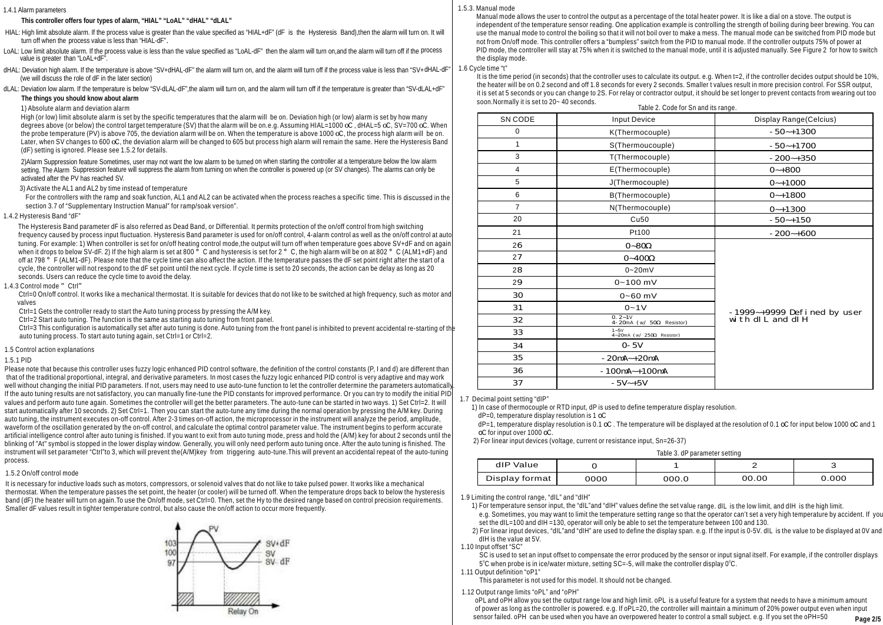1.4.1 Alarm parameters

**This controller offers four types of alarm, "HIAL" "LoAL" "dHAL" "dLAL"**

HIAL: High limit absolute alarm. If the process value is greater than the value specified as "HIAL+dF" (dF is the Hysteresis Band),then the alarm will turn on. It will turn off when the process value is less than "HIAL-dF".

LoAL: Low limit absolute alarm. If the process value is less than the value specified as "LoAL-dF" then the alarm will turn on,and the alarm will turn off if the process value is greater than "LoAL+dF".

dHAL: Deviation high alarm. If the temperature is above "SV+dHAL-dF" the alarm will turn on, and the alarm will turn off if the process value is less than "SV+dHAL-dF" (we will discuss the role of dF in the later section)

dLAL: Deviation low alarm. If the temperature is below "SV-dLAL-dF",the alarm will turn on, and the alarm will turn off if the temperature is greater than "SV-dLAL+dF"

**The things you should know about alarm**

1) Absolute alarm and deviation alarm

High (or low) limit absolute alarm is set by the specific temperatures that the alarm will be on. Deviation high (or low) alarm is set by how many degrees above (or below) the control target temperature (SV) that the alarm will be on.e.g. Assuming HIAL=1000 oC , dHAL=5 oC, SV=700 oC. When the probe temperature (PV) is above 705, the deviation alarm will be on. When the temperature is above 1000 oC, the process high alarm will be on. Later, when SV changes to 600 oC, the deviation alarm will be changed to 605 but process high alarm will remain the same. Here the Hysteresis Band (dF) setting is ignored. Please see 1.5.2 for details.

2)Alarm Suppression feature Sometimes, user may not want the low alarm to be turned on when starting the controller at a temperature below the low alarm setting. The Alarm Suppression feature will suppress the alarm from turning on when the controller is powered up (or SV changes). The alarms can only be activated after the PV has reached SV.

3) Activate the AL1 and AL2 by time instead of temperature

For the controllers with the ramp and soak function, AL1 and AL2 can be activated when the process reaches a specific time. This is discussed in the section 3.7 of "Supplementary Instruction Manual" for ramp/soak version".

1.4.2 Hysteresis Band "dF"

The Hysteresis Band parameter dF is also referred as Dead Band, or Differential. It permits protection of the on/off control from high switching frequency caused by process input fluctuation. Hysteresis Band parameter is used for on/off control, 4-alarm control as well as the on/off control at auto tuning. For example: 1) When controller is set for on/off heating control mode,the output will turn off when temperature goes above SV+dF and on again when it drops to below SV-dF. 2) If the high alarm is set at 800 ° C and hysteresis is set for 2 ° C, the high alarm will be on at 802 ° C (ALM1+dF) and off at 798 ° F (ALM1-dF). Please note that the cycle time can also affect the action. If the temperature passes the dF set point right after the start of a cycle, the controller will not respond to the dF set point until the next cycle. If cycle time is set to 20 seconds, the action can be delay as long as 20 seconds. Users can reduce the cycle time to avoid the delay.

1.4.3 Control mode " Ctrl"

Ctrl=0 On/off control. It works like a mechanical thermostat. It is suitable for devices that do not like to be switched at high frequency, such as motor and valves

Ctrl=1 Gets the controller ready to start the Auto tuning process by pressing the A/M key.

Ctrl=2 Start auto tuning. The function is the same as starting auto tuning from front panel.

Ctrl=3 This configuration is automatically set after auto tuning is done. Auto tuning from the front panel is inhibited to prevent accidental re-starting of the auto tuning process. To start auto tuning again, set Ctrl=1 or Ctrl=2.

1.5 Control action explanations

1.5.1 PID

Please note that because this controller uses fuzzy logic enhanced PID control software, the definition of the control constants (P, I and d) are different than that of the traditional proportional, integral, and derivative parameters. In most cases the fuzzy logic enhanced PID control is very adaptive and may work well without changing the initial PID parameters. If not, users may need to use auto-tune function to let the controller determine the parameters automatically. If the auto tuning results are not satisfactory, you can manually fine-tune the PID constants for improved performance. Or you can try to modify the initial PID values and perform auto tune again. Sometimes the controller will get the better parameters. The auto-tune can be started in two ways. 1) Set Ctrl=2. It will start automatically after 10 seconds. 2) Set Ctrl=1. Then you can start the auto-tune any time during the normal operation by pressing the A/M key. During auto tuning, the instrument executes on-off control. After 2-3 times on-off action, the microprocessor in the instrument will analyze the period, amplitude, waveform of the oscillation generated by the on-off control, and calculate the optimal control parameter value. The instrument begins to perform accurate artificial intelligence control after auto tuning is finished. If you want to exit from auto tuning mode, press and hold the (A/M) key for about 2 seconds until the blinking of "At" symbol is stopped in the lower display window. Generally, you will only need perform auto tuning once. After the auto tuning is finished. The instrument will set parameter "Ctrl"to 3, which will prevent the(A/M)key from triggering auto-tune.This will prevent an accidental repeat of the auto-tuning process.

1.5.2 On/off control mode

It is necessary for inductive loads such as motors, compressors, or solenoid valves that do not like to take pulsed power. It works like a mechanical thermostat. When the temperature passes the set point, the heater (or cooler) will be turned off. When the temperature drops back to below the hysteresis band (dF) the heater will turn on again.To use the On/off mode, set Ctrl=0. Then, set the Hy to the desired range based on control precision requirements. Smaller dF values result in tighter temperature control, but also cause the on/off action to occur more frequently.

1.5.3. Manual mode

Manual mode allows the user to control the output as a percentage of the total heater power. It is like a dial on a stove. The output is independent of the temperature sensor reading. One application example is controlling the strength of boiling during beer brewing. You can use the manual mode to control the boiling so that it will not boil over to make a mess. The manual mode can be switched from PID mode but not from On/off mode. This controller offers a "bumpless" switch from the PID to manual mode. If the controller outputs 75% of power at PID mode, the controller will stay at 75% when it is switched to the manual mode, until it is adjusted manually. See Figure 2 for how to switch the display mode.

1.6 Cycle time "t"

It is the time period (in seconds) that the controller uses to calculate its output. e.g. When t=2, if the controller decides output should be 10%, the heater will be on 0.2 second and off 1.8 seconds for every 2 seconds. Smaller t values result in more precision control. For SSR output, it is set at 5 seconds or you can change to 2S. For relay or contractor output, it should be set longer to prevent contacts from wearing out too soon.Normally it is set to 20~ 40 seconds.

Table 2. Code for Sn and its range.

| SN CODE | Input Device | Display Range(Celcius) |
|---|---|---|
| 0 | K(Thermocouple) | -50~+1300 |
| 1 | S(Thermoucouple) | -50~+1700 |
| 3 | T(Thermocouple) | -200~+350 |
| 4 | E(Thermocouple) | 0~+800 |
| 5 | J(Thermocouple) | 0~+1000 |
| 6 | B(Thermocouple) | 0~+1800 |
| 7 | N(Thermocouple) | 0~+1300 |
| 20 | Cu50 | -50~+150 |
| 21 | Pt100 | -200~+600 |
| 26 | 0~80Ω | -1999~+9999 Defined by user with dIL and dIH |
| 27 | 0~400Ω | |
| 28 | 0~20mV | |
| 29 | 0~100 mV | |
| 30 | 0~60 mV | |
| 31 | 0~1V | |
| 32 | 0.2~1V 4-20mA (w/ 50Ω Resistor) | |
| 33 | 1~5V 4~20mA (w/ 250Ω Resistor) | |
| 34 | 0-5V | |
| 35 | -20mA~+20mA | |
| 36 | -100mA~+100mA | |
| 37 | -5V~+5V | |

1.7 Decimal point setting "dIP"

1) In case of thermocouple or RTD input, dP is used to define temperature display resolution.

dP=0, temperature display resolution is 1 oC

dP=1, temperature display resolution is 0.1 oC . The temperature will be displayed at the resolution of 0.1 oC for input below 1000 oC and 1 oC for input over 1000 oC.

2) For linear input devices (voltage, current or resistance input, Sn=26-37)

Table 3. dP parameter setting

| dIP Value | 0 | 1 | 2 | 3 |
|---|---|---|---|---|
| Display format | 0000 | 000.0 | 00.00 | 0.000 |

1.9 Limiting the control range, "dIL" and "dIH"

1) For temperature sensor input, the "dIL"and "dIH" values define the set value range. dIL is the low limit, and dIH is the high limit. e.g. Sometimes, you may want to limit the temperature setting range so that the operator can't set a very high temperature by accident. If you set the dIL=100 and dIH =130, operator will only be able to set the temperature between 100 and 130.

2) For linear input devices, "dIL"and "dIH" are used to define the display span. e.g. If the input is 0-5V. dIL is the value to be displayed at 0V and dIH is the value at 5V.

1.10 Input offset "SC"

SC is used to set an input offset to compensate the error produced by the sensor or input signal itself. For example, if the controller displays 5°C when probe is in ice/water mixture, setting SC=-5, will make the controller display 0°C.

1.11 Output definition "oP1"

This parameter is not used for this model. It should not be changed.

1.12 Output range limits "oPL" and "oPH"

oPL and oPH allow you set the output range low and high limit. oPL is a useful feature for a system that needs to have a minimum amount of power as long as the controller is powered. e.g. If oPL=20, the controller will maintain a minimum of 20% power output even when input sensor failed. oPH can be used when you have an overpowered heater to control a small subject. e.g. If you set the oPH=50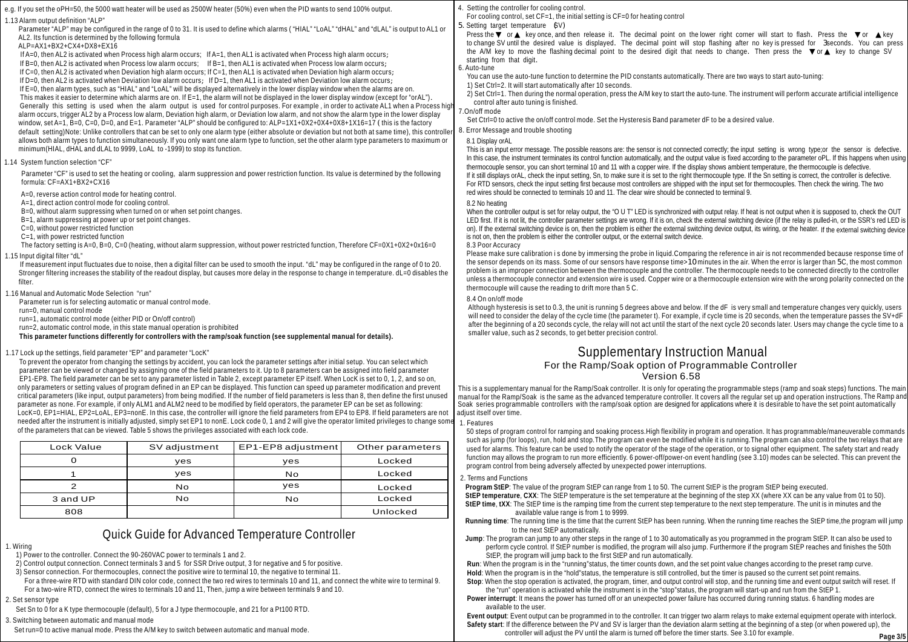e.g. If you set the oPH=50, the 5000 watt heater will be used as 2500W heater (50%) even when the PID wants to send 100% output.

1.13 Alarm output definition "ALP"

Parameter "ALP" may be configured in the range of 0 to 31. It is used to define which alarms ( "HIAL" "LoAL" "dHAL" and "dLAL" is output to AL1 or AL2. Its function is determined by the following formula

ALP=AX1+BX2+CX4+DX8+EX16

If A=0, then AL2 is activated when Process high alarm occurs; If A=1, then AL1 is activated when Process high alarm occurs;
If B=0, then AL2 is activated when Process low alarm occurs; If B=1, then AL1 is activated when Process low alarm occurs;
If C=0, then AL2 is activated when Deviation high alarm occurs; If C=1, then AL1 is activated when Deviation high alarm occurs;
If D=0, then AL2 is activated when Deviation low alarm occurs; If D=1, then AL1 is activated when Deviation low alarm occurs;
If E=0, then alarm types, such as "HIAL" and "LoAL" will be displayed alternatively in the lower display window when the alarms are on.
This makes it easier to determine which alarms are on. If E=1, the alarm will not be displayed in the lower display window (except for "orAL").
Generally this setting is used when the alarm output is used for control purposes. For example , in order to activate AL1 when a Process high alarm occurs, trigger AL2 by a Process low alarm, Deviation high alarm, or Deviation low alarm, and not show the alarm type in the lower display window, set A=1, B=0, C=0, D=0, and E=1. Parameter "ALP" should be configured to: ALP=1X1+0X2+0X4+0X8+1X16=17 ( this is the factory default setting)Note: Unlike controllers that can be set to only one alarm type (either absolute or deviation but not both at same time), this controller allows both alarm types to function simultaneously. If you only want one alarm type to function, set the other alarm type parameters to maximum or minimum(HIAL, dHAL and dLAL to 9999, LoAL to -1999) to stop its function.

1.14 System function selection "CF"

Parameter "CF" is used to set the heating or cooling, alarm suppression and power restriction function. Its value is determined by the following formula: CF=AX1+BX2+CX16

A=0, reverse action control mode for heating control.
A=1, direct action control mode for cooling control.
B=0, without alarm suppressing when turned on or when set point changes.
B=1, alarm suppressing at power up or set point changes.
C=0, without power restricted function
C=1, with power restricted function
The factory setting is A=0, B=0, C=0 (heating, without alarm suppression, without power restricted function, Therefore CF=0X1+0X2+0x16=0

1.15 Input digital filter "dL"

If measurement input fluctuates due to noise, then a digital filter can be used to smooth the input. "dL" may be configured in the range of 0 to 20. Stronger filtering increases the stability of the readout display, but causes more delay in the response to change in temperature. dL=0 disables the filter.

1.16 Manual and Automatic Mode Selection "run"

Parameter run is for selecting automatic or manual control mode.
run=0, manual control mode
run=1, automatic control mode (either PID or On/off control)
run=2, automatic control mode, in this state manual operation is prohibited
**This parameter functions differently for controllers with the ramp/soak function (see supplemental manual for details).**

1.17 Lock up the settings, field parameter "EP" and parameter "LocK"

To prevent the operator from changing the settings by accident, you can lock the parameter settings after initial setup. You can select which parameter can be viewed or changed by assigning one of the field parameters to it. Up to 8 parameters can be assigned into field parameter EP1-EP8. The field parameter can be set to any parameter listed in Table 2, except parameter EP itself. When LocK is set to 0, 1, 2, and so on, only parameters or setting values of program defined in an EP can be displayed. This function can speed up parameter modification and prevent critical parameters (like input, output parameters) from being modified. If the number of field parameters is less than 8, then define the first unused parameter as none. For example, if only ALM1 and ALM2 need to be modified by field operators, the parameter EP can be set as following: LocK=0, EP1=HIAL, EP2=LoAL, EP3=nonE. In this case, the controller will ignore the field parameters from EP4 to EP8. If field parameters are not needed after the instrument is initially adjusted, simply set EP1 to nonE. Lock code 0, 1 and 2 will give the operator limited privileges to change some of the parameters that can be viewed. Table 5 shows the privileges associated with each lock code.

| Lock Value | SV adjustment | EP1-EP8 adjustment | Other parameters |
|---|---|---|---|
| 0 | yes | yes | Locked |
| 1 | yes | No | Locked |
| 2 | No | yes | Locked |
| 3 and UP | No | No | Locked |
| 808 | | | Unlocked |

# Quick Guide for Advanced Temperature Controller

1. Wiring

1) Power to the controller. Connect the 90-260VAC power to terminals 1 and 2.
2) Control output connection. Connect terminals 3 and 5 for SSR Drive output, 3 for negative and 5 for positive.
3) Sensor connection. For thermocouples, connect the positive wire to terminal 10, the negative to terminal 11.
For a three-wire RTD with standard DIN color code, connect the two red wires to terminals 10 and 11, and connect the white wire to terminal 9.
For a two-wire RTD, connect the wires to terminals 10 and 11, Then, jump a wire between terminals 9 and 10.

2. Set sensor type

Set Sn to 0 for a K type thermocouple (default), 5 for a J type thermocouple, and 21 for a Pt100 RTD.

3. Switching between automatic and manual mode

Set run=0 to active manual mode. Press the A/M key to switch between automatic and manual mode.

4. Setting the controller for cooling control.

For cooling control, set CF=1, the initial setting is CF=0 for heating control

5. Setting target temperature (SV)

Press the ▼ or ▲ key once, and then release it. The decimal point on the lower right corner will start to flash. Press the ▼ or ▲ key to change SV until the desired value is displayed. The decimal point will stop flashing after no key is pressed for 3seconds. You can press the A/M key to move the flashing decimal point to the desired digit that needs to change. Then press the ▼ or ▲ key to change SV starting from that digit.

6. Auto-tune

You can use the auto-tune function to determine the PID constants automatically. There are two ways to start auto-tuning:
1) Set Ctrl=2. It will start automatically after 10 seconds.
2) Set Ctrl=1. Then during the normal operation, press the A/M key to start the auto-tune. The instrument will perform accurate artificial intelligence control after auto tuning is finished.

7. On/off mode

Set Ctrl=0 to active the on/off control mode. Set the Hysteresis Band parameter dF to be a desired value.

8. Error Message and trouble shooting

8.1 Display orAL

This is an input error message. The possible reasons are: the sensor is not connected correctly; the input setting is wrong type;or the sensor is defective. In this case, the instrument terminates its control function automatically, and the output value is fixed according to the parameter oPL. If this happens when using thermocouple sensor, you can short terminal 10 and 11 with a copper wire. If the display shows ambient temperature, the thermocouple is defective. If it still displays orAL, check the input setting, Sn, to make sure it is set to the right thermocouple type. If the Sn setting is correct, the controller is defective. For RTD sensors, check the input setting first because most controllers are shipped with the input set for thermocouples. Then check the wiring. The two red wires should be connected to terminals 10 and 11. The clear wire should be connected to terminal 9.

8.2 No heating

When the controller output is set for relay output, the "O U T" LED is synchronized with output relay. If heat is not output when it is supposed to, check the OUT LED first. If it is not lit, the controller parameter settings are wrong. If it is on, check the external switching device (if the relay is pulled-in, or the SSR's red LED is on). If the external switching device is on, then the problem is either the external switching device output, its wiring, or the heater. If the external switching device is not on, then the problem is either the controller output, or the external switch device.

8.3 Poor Accuracy

Please make sure calibration i s done by immersing the probe in liquid.Comparing the reference in air is not recommended because response time of the sensor depends on its mass. Some of our sensors have response time>10 minutes in the air. When the error is larger than 5C, the most common problem is an improper connection between the thermocouple and the controller. The thermocouple needs to be connected directly to the controller unless a thermocouple connector and extension wire is used. Copper wire or a thermocouple extension wire with the wrong polarity connected on the thermocouple will cause the reading to drift more than 5 C.

8.4 On on/off mode

Although hysteresis is set to 0.3, the unit is running 5 degrees above and below. If the dF is very small and temperature changes very quickly, users will need to consider the delay of the cycle time (the parameter t). For example, if cycle time is 20 seconds, when the temperature passes the SV+dF after the beginning of a 20 seconds cycle, the relay will not act until the start of the next cycle 20 seconds later. Users may change the cycle time to a smaller value, such as 2 seconds, to get better precision control.

# Supplementary Instruction Manual

## For the Ramp/Soak option of Programmable Controller

## Version 6.58

This is a supplementary manual for the Ramp/Soak controller. It is only for operating the programmable steps (ramp and soak steps) functions. The main manual for the Ramp/Soak is the same as the advanced temperature controller. It covers all the regular set up and operation instructions. The Ramp and Soak series programmable controllers with the ramp/soak option are designed for applications where it is desirable to have the set point automatically adjust itself over time.

1. Features

50 steps of program control for ramping and soaking process.High flexibility in program and operation. It has programmable/maneuverable commands such as jump (for loops), run, hold and stop.The program can even be modified while it is running.The program can also control the two relays that are used for alarms. This feature can be used to notify the operator of the stage of the operation, or to signal other equipment. The safety start and ready function may allows the program to run more efficiently. 6 power-off/power-on event handling (see 3.10) modes can be selected. This can prevent the program control from being adversely affected by unexpected power interruptions.

2. Terms and Functions

**Program StEP**: The value of the program StEP can range from 1 to 50. The current StEP is the program StEP being executed.

**StEP temperature**, **CXX**: The StEP temperature is the set temperature at the beginning of the step XX (where XX can be any value from 01 to 50).

**StEP time**, **tXX**: The StEP time is the ramping time from the current step temperature to the next step temperature. The unit is in minutes and the available value range is from 1 to 9999.

**Running time**: The running time is the time that the current StEP has been running. When the running time reaches the StEP time,the program will jump to the next StEP automatically.

**Jump**: The program can jump to any other steps in the range of 1 to 30 automatically as you programmed in the program StEP. It can also be used to perform cycle control. If StEP number is modified, the program will also jump. Furthermore if the program StEP reaches and finishes the 50th StEP, the program will jump back to the first StEP and run automatically.

**Run**: When the program is in the "running"status, the timer counts down, and the set point value changes according to the preset ramp curve.

**Hold**: When the program is in the "hold"status, the temperature is still controlled, but the timer is paused so the current set point remains.

**Stop**: When the stop operation is activated, the program, timer, and output control will stop, and the running time and event output switch will reset. If the "run" operation is activated while the instrument is in the "stop"status, the program will start-up and run from the StEP 1.

**Power interrupt**: It means the power has turned off or an unexpected power failure has occurred during running status. 6 handling modes are available to the user.

**Event output**: Event output can be programmed in to the controller. It can trigger two alarm relays to make external equipment operate with interlock.

**Safety start**: If the difference between the PV and SV is larger than the deviation alarm setting at the beginning of a step (or when powered up), the controller will adjust the PV until the alarm is turned off before the timer starts. See 3.10 for example.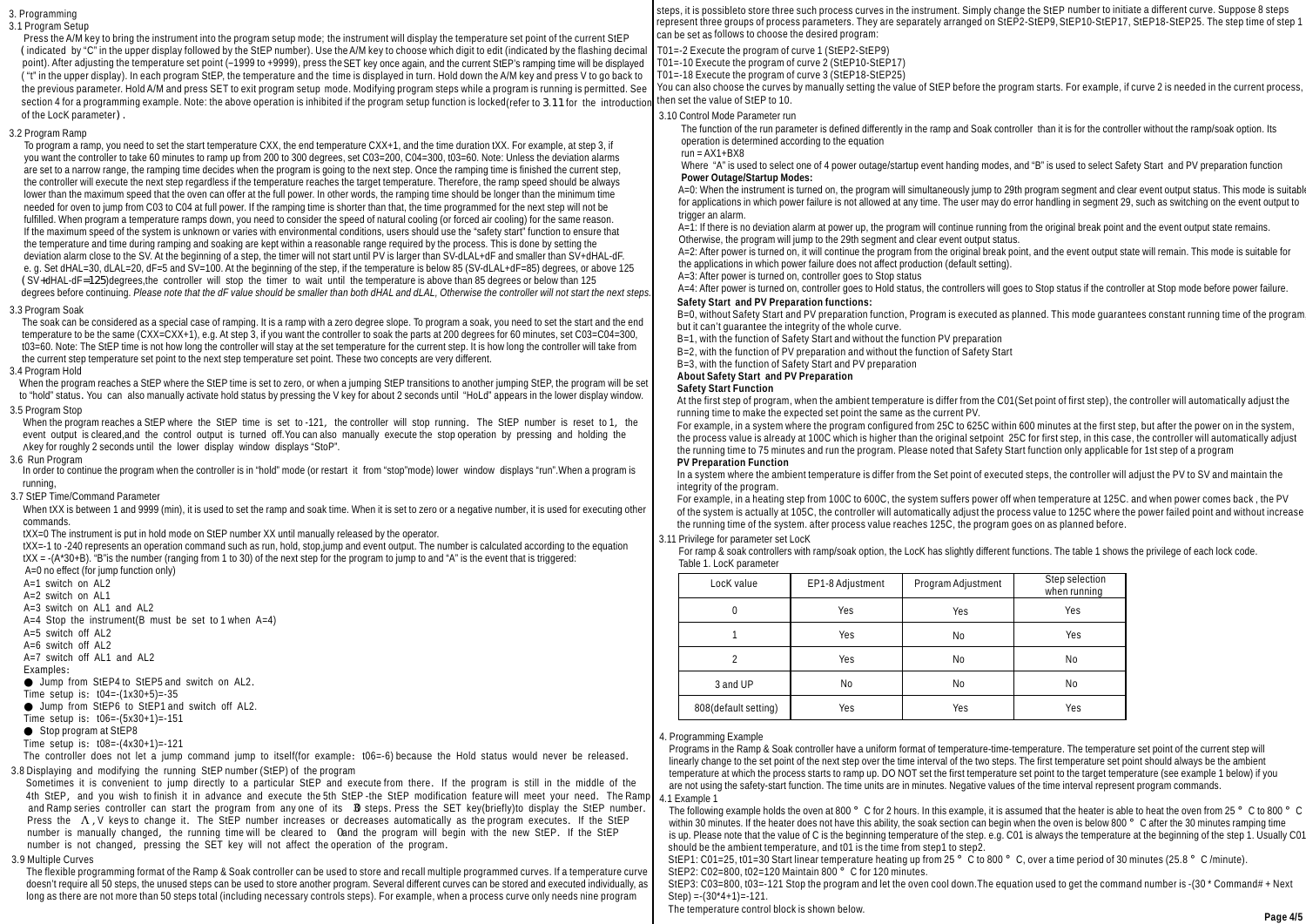## 3. Programming

### 3.1 Program Setup

Press the A/M key to bring the instrument into the program setup mode; the instrument will display the temperature set point of the current StEP ( indicated by "C" in the upper display followed by the StEP number). Use the A/M key to choose which digit to edit (indicated by the flashing decimal point). After adjusting the temperature set point (–1999 to +9999), press the SET key once again, and the current StEP's ramping time will be displayed ( "t" in the upper display). In each program StEP, the temperature and the time is displayed in turn. Hold down the A/M key and press V to go back to the previous parameter. Hold A/M and press SET to exit program setup mode. Modifying program steps while a program is running is permitted. See section 4 for a programming example. Note: the above operation is inhibited if the program setup function is locked(refer to 3.11 for the introduction of the LocK parameter) .

### 3.2 Program Ramp

To program a ramp, you need to set the start temperature CXX, the end temperature CXX+1, and the time duration tXX. For example, at step 3, if you want the controller to take 60 minutes to ramp up from 200 to 300 degrees, set C03=200, C04=300, t03=60. Note: Unless the deviation alarms are set to a narrow range, the ramping time decides when the program is going to the next step. Once the ramping time is finished the current step, the controller will execute the next step regardless if the temperature reaches the target temperature. Therefore, the ramp speed should be always lower than the maximum speed that the oven can offer at the full power. In other words, the ramping time should be longer than the minimum time needed for oven to jump from C03 to C04 at full power. If the ramping time is shorter than that, the time programmed for the next step will not be fulfilled. When program a temperature ramps down, you need to consider the speed of natural cooling (or forced air cooling) for the same reason. If the maximum speed of the system is unknown or varies with environmental conditions, users should use the "safety start" function to ensure that the temperature and time during ramping and soaking are kept within a reasonable range required by the process. This is done by setting the deviation alarm close to the SV. At the beginning of a step, the timer will not start until PV is larger than SV-dLAL+dF and smaller than SV+dHAL-dF. e. g. Set dHAL=30, dLAL=20, dF=5 and SV=100. At the beginning of the step, if the temperature is below 85 (SV-dLAL+dF=85) degrees, or above 125 ( SV+dHAL-dF=125)degrees,the controller will stop the timer to wait until the temperature is above than 85 degrees or below than 125 degrees before continuing. *Please note that the dF value should be smaller than both dHAL and dLAL, Otherwise the controller will not start the next steps.*

### 3.3 Program Soak

The soak can be considered as a special case of ramping. It is a ramp with a zero degree slope. To program a soak, you need to set the start and the end temperature to be the same (CXX=CXX+1), e.g. At step 3, if you want the controller to soak the parts at 200 degrees for 60 minutes, set C03=C04=300, t03=60. Note: The StEP time is not how long the controller will stay at the set temperature for the current step. It is how long the controller will take from the current step temperature set point to the next step temperature set point. These two concepts are very different.

### 3.4 Program Hold

When the program reaches a StEP where the StEP time is set to zero, or when a jumping StEP transitions to another jumping StEP, the program will be set to "hold" status. You can also manually activate hold status by pressing the V key for about 2 seconds until "HoLd" appears in the lower display window.

### 3.5 Program Stop

When the program reaches a StEP where the StEP time is set to -121, the controller will stop running. The StEP number is reset to 1, the event output is cleared,and the control output is turned off.You can also manually execute the stop operation by pressing and holding the Λkey for roughly 2 seconds until the lower display window displays "StoP".

### 3.6 Run Program

In order to continue the program when the controller is in "hold" mode (or restart it from "stop"mode) lower window displays "run".When a program is running,

### 3.7 StEP Time/Command Parameter

When tXX is between 1 and 9999 (min), it is used to set the ramp and soak time. When it is set to zero or a negative number, it is used for executing other commands.

tXX=0 The instrument is put in hold mode on StEP number XX until manually released by the operator.

tXX=-1 to -240 represents an operation command such as run, hold, stop,jump and event output. The number is calculated according to the equation tXX = -(A*30+B). "B"is the number (ranging from 1 to 30) of the next step for the program to jump to and "A" is the event that is triggered:

A=0 no effect (for jump function only)
A=1 switch on AL2
A=2 switch on AL1
A=3 switch on AL1 and AL2
A=4 Stop the instrument(B must be set to 1 when A=4)
A=5 switch off AL2
A=6 switch off AL2
A=7 switch off AL1 and AL2

Examples:

- Jump from StEP4 to StEP5 and switch on AL2.
  Time setup is: t04=-(1x30+5)=-35
- Jump from StEP6 to StEP1 and switch off AL2.
  Time setup is: t06=-(5x30+1)=-151
- Stop program at StEP8
  Time setup is: t08=-(4x30+1)=-121

The controller does not let a jump command jump to itself(for example: t06=-6) because the Hold status would never be released.

### 3.8 Displaying and modifying the running StEP number (StEP) of the program

Sometimes it is convenient to jump directly to a particular StEP and execute from there. If the program is still in the middle of the 4th StEP, and you wish to finish it in advance and execute the 5th StEP -the StEP modification feature will meet your need. The Ramp and Ramp series controller can start the program from any one of its 30 steps. Press the SET key(briefly)to display the StEP number. Press the Λ, V keys to change it. The StEP number increases or decreases automatically as the program executes. If the StEP number is manually changed, the running time will be cleared to 0and the program will begin with the new StEP. If the StEP number is not changed, pressing the SET key will not affect the operation of the program.

### 3.9 Multiple Curves

The flexible programming format of the Ramp & Soak controller can be used to store and recall multiple programmed curves. If a temperature curve doesn't require all 50 steps, the unused steps can be used to store another program. Several different curves can be stored and executed individually, as long as there are not more than 50 steps total (including necessary controls steps). For example, when a process curve only needs nine program steps, it is possibleto store three such process curves in the instrument. Simply change the StEP number to initiate a different curve. Suppose 8 steps represent three groups of process parameters. They are separately arranged on StEP2-StEP9, StEP10-StEP17, StEP18-StEP25. The step time of step 1 can be set as follows to choose the desired program:

T01=-2 Execute the program of curve 1 (StEP2-StEP9)
T01=-10 Execute the program of curve 2 (StEP10-StEP17)
T01=-18 Execute the program of curve 3 (StEP18-StEP25)

You can also choose the curves by manually setting the value of StEP before the program starts. For example, if curve 2 is needed in the current process, then set the value of StEP to 10.

### 3.10 Control Mode Parameter run

The function of the run parameter is defined differently in the ramp and Soak controller than it is for the controller without the ramp/soak option. Its operation is determined according to the equation

run = AX1+BX8

Where "A" is used to select one of 4 power outage/startup event handing modes, and "B" is used to select Safety Start and PV preparation function

**Power Outage/Startup Modes:**

A=0: When the instrument is turned on, the program will simultaneously jump to 29th program segment and clear event output status. This mode is suitable for applications in which power failure is not allowed at any time. The user may do error handling in segment 29, such as switching on the event output to trigger an alarm.

A=1: If there is no deviation alarm at power up, the program will continue running from the original break point and the event output state remains. Otherwise, the program will jump to the 29th segment and clear event output status.

A=2: After power is turned on, it will continue the program from the original break point, and the event output state will remain. This mode is suitable for the applications in which power failure does not affect production (default setting).

A=3: After power is turned on, controller goes to Stop status

A=4: After power is turned on, controller goes to Hold status, the controllers will goes to Stop status if the controller at Stop mode before power failure.

**Safety Start and PV Preparation functions:**

B=0, without Safety Start and PV preparation function, Program is executed as planned. This mode guarantees constant running time of the program, but it can't guarantee the integrity of the whole curve.

B=1, with the function of Safety Start and without the function PV preparation

B=2, with the function of PV preparation and without the function of Safety Start

B=3, with the function of Safety Start and PV preparation

**About Safety Start and PV Preparation**

**Safety Start Function**

At the first step of program, when the ambient temperature is differ from the C01(Set point of first step), the controller will automatically adjust the running time to make the expected set point the same as the current PV.

For example, in a system where the program configured from 25C to 625C within 600 minutes at the first step, but after the power on in the system, the process value is already at 100C which is higher than the original setpoint 25C for first step, in this case, the controller will automatically adjust the running time to 75 minutes and run the program. Please noted that Safety Start function only applicable for 1st step of a program

**PV Preparation Function**

In a system where the ambient temperature is differ from the Set point of executed steps, the controller will adjust the PV to SV and maintain the integrity of the program.

For example, in a heating step from 100C to 600C, the system suffers power off when temperature at 125C. and when power comes back , the PV of the system is actually at 105C, the controller will automatically adjust the process value to 125C where the power failed point and without increase the running time of the system. after process value reaches 125C, the program goes on as planned before.

### 3.11 Privilege for parameter set LocK

For ramp & soak controllers with ramp/soak option, the LocK has slightly different functions. The table 1 shows the privilege of each lock code.

Table 1. LocK parameter

| LocK value | EP1-8 Adjustment | Program Adjustment | Step selection when running |
|---|---|---|---|
| 0 | Yes | Yes | Yes |
| 1 | Yes | No | Yes |
| 2 | Yes | No | No |
| 3 and UP | No | No | No |
| 808(default setting) | Yes | Yes | Yes |

## 4. Programming Example

Programs in the Ramp & Soak controller have a uniform format of temperature-time-temperature. The temperature set point of the current step will linearly change to the set point of the next step over the time interval of the two steps. The first temperature set point should always be the ambient temperature at which the process starts to ramp up. DO NOT set the first temperature set point to the target temperature (see example 1 below) if you are not using the safety-start function. The time units are in minutes. Negative values of the time interval represent program commands.

### 4.1 Example 1

The following example holds the oven at 800 ° C for 2 hours. In this example, it is assumed that the heater is able to heat the oven from 25 ° C to 800 ° C within 30 minutes. If the heater does not have this ability, the soak section can begin when the oven is below 800 ° C after the 30 minutes ramping time is up. Please note that the value of C is the beginning temperature of the step. e.g. C01 is always the temperature at the beginning of the step 1. Usually C01 should be the ambient temperature, and t01 is the time from step1 to step2.

StEP1: C01=25, t01=30 Start linear temperature heating up from 25 ° C to 800 ° C, over a time period of 30 minutes (25.8 ° C /minute).

StEP2: C02=800, t02=120 Maintain 800 ° C for 120 minutes.

StEP3: C03=800, t03=-121 Stop the program and let the oven cool down.The equation used to get the command number is -(30 * Command# + Next Step) =-(30*4+1)=-121.

The temperature control block is shown below.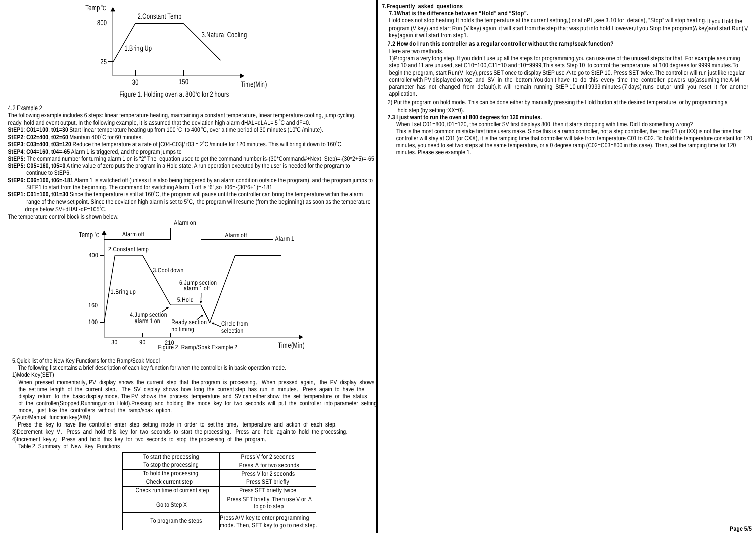Temp °C

800

25

1.Bring Up

2.Constant Temp

3.Natural Cooling

30

150

Time(Min)

Figure 1. Holding oven at 800°C for 2 hours

## 4.2 Example 2

The following example includes 6 steps: linear temperature heating, maintaining a constant temperature, linear temperature cooling, jump cycling, ready, hold and event output. In the following example, it is assumed that the deviation high alarm dHAL=dLAL= 5 °C and dF=0.

**StEP1**: **C01=100**, **t01=30** Start linear temperature heating up from 100 °C to 400 °C, over a time period of 30 minutes (10°C /minute).

**StEP2**: **C02=400**, **t02=60** Maintain 400°C for 60 minutes.

**StEP3**: **C03=400**, **t03=120** Reduce the temperature at a rate of |C04-C03|/ t03 = 2°C /minute for 120 minutes. This will bring it down to 160°C.

**StEP4**: **C04=160, t04=-65** Alarm 1 is triggered, and the program jumps to

**StEP5:** The command number for turning alarm 1 on is "2" The equation used to get the command number is-(30*Command#+Next Step)=-(30*2+5)=-65

**StEP5: C05=160, t05=0** A time value of zero puts the program in a Hold state. A run operation executed by the user is needed for the program to continue to StEP6.

**StEP6: C06=100, t06=-181** Alarm 1 is switched off (unless it is also being triggered by an alarm condition outside the program), and the program jumps to StEP1 to start from the beginning. The command for switching Alarm 1 off is "6",so t06=-(30*6+1)=-181

**StEP1: C01=100, t01=30** Since the temperature is still at 160°C, the program will pause until the controller can bring the temperature within the alarm range of the new set point. Since the deviation high alarm is set to 5°C, the program will resume (from the beginning) as soon as the temperature drops below SV+dHAL-dF=105°C.

The temperature control block is shown below.

Alarm on

Alarm off

Alarm off

Alarm 1

Temp °C

400

160

100

2.Constant temp

3.Cool down

1.Bring up

6.Jump section alarm 1 off

5.Hold

4.Jump section alarm 1 on

Ready section no timing

Circle from selection

30

90

210

Time(Min)

Figure 2. Ramp/Soak Example 2

5.Quick list of the New Key Functions for the Ramp/Soak Model

The following list contains a brief description of each key function for when the controller is in basic operation mode.

1)Mode Key(SET)

When pressed momentarily, PV display shows the current step that the program is processing. When pressed again, the PV display shows the set time length of the current step. The SV display shows how long the current step has run in minutes. Press again to have the display return to the basic display mode. The PV shows the process temperature and SV can either show the set temperature or the status of the controller(Stopped,Running,or on Hold).Pressing and holding the mode key for two seconds will put the controller into parameter setting mode, just like the controllers without the ramp/soak option.

2)Auto/Manual function key(A/M)

Press this key to have the controller enter step setting mode in order to set the time, temperature and action of each step.

3)Decrement key V. Press and hold this key for two seconds to start the processing. Press and hold again to hold the processing.

4)Increment key Λ: Press and hold this key for two seconds to stop the processing of the program.

Table 2. Summary of New Key Functions

| | |
|---|---|
| To start the processing | Press V for 2 seconds |
| To stop the processing | Press Λ for two seconds |
| To hold the processing | Press V for 2 seconds |
| Check current step | Press SET briefly |
| Check run time of current step | Press SET briefly twice |
| Go to Step X | Press SET briefly, Then use V or Λ to go to step |
| To program the steps | Press A/M key to enter programming mode. Then, SET key to go to next step. |

## 7.Frequently asked questions

### 7.1What is the difference between "Hold" and "Stop".

Hold does not stop heating,It holds the temperature at the current setting,( or at oPL,see 3.10 for details), "Stop" will stop heating. If you Hold the program (V key) and start Run (V key) again, it will start from the step that was put into hold.However,if you Stop the program(Λ key)and start Run( V key)again,it will start from step1.

### 7.2 How do I run this controller as a regular controller without the ramp/soak function?

Here are two methods.

1)Program a very long step. If you didn't use up all the steps for programming,you can use one of the unused steps for that. For example,assuming step 10 and 11 are unused, set C10=100,C11=10 and t10=9999,This sets Step 10 to control the temperature at 100 degrees for 9999 minutes.To begin the program, start Run(V key),press SET once to display StEP,use Λ to go to StEP 10. Press SET twice.The controller will run just like regular controller with PV displayed on top and SV in the bottom.You don't have to do this every time the controller powers up(assuming the A-M parameter has not changed from default).It will remain running StEP 10 until 9999 minutes (7 days) runs out,or until you reset it for another application.

2) Put the program on hold mode. This can be done either by manually pressing the Hold button at the desired temperature, or by programming a hold step (by setting tXX=0).

### 7.3 I just want to run the oven at 800 degrees for 120 minutes.

When I set C01=800, t01=120, the controller SV first displays 800, then it starts dropping with time. Did I do something wrong?

This is the most common mistake first time users make. Since this is a ramp controller, not a step controller, the time t01 (or tXX) is not the time that controller will stay at C01 (or CXX), it is the ramping time that controller will take from temperature C01 to C02. To hold the temperature constant for 120 minutes, you need to set two steps at the same temperature, or a 0 degree ramp (C02=C03=800 in this case). Then, set the ramping time for 120 minutes. Please see example 1.